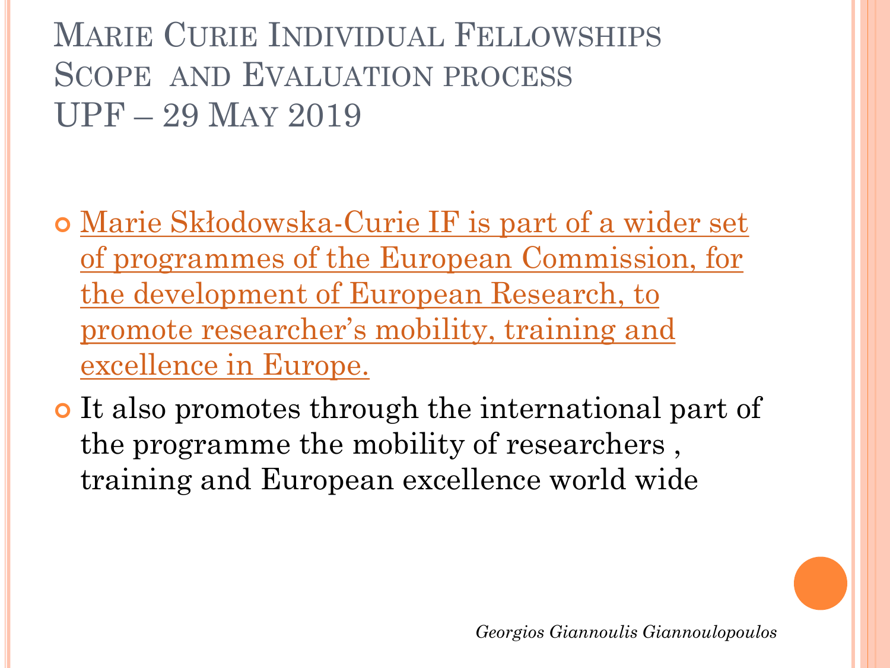# Marie Curie Individual Fellowships Scope and Evaluation process UPF – 29 May 2019

- Marie Skłodowska-Curie IF is part of a wider set of programmes of the European Commission, for the development of European Research, to promote researcher's mobility, training and excellence in Europe.
- It also promotes through the international part of the programme the mobility of researchers , training and European excellence world wide

*Georgios Giannoulis Giannoulopoulos*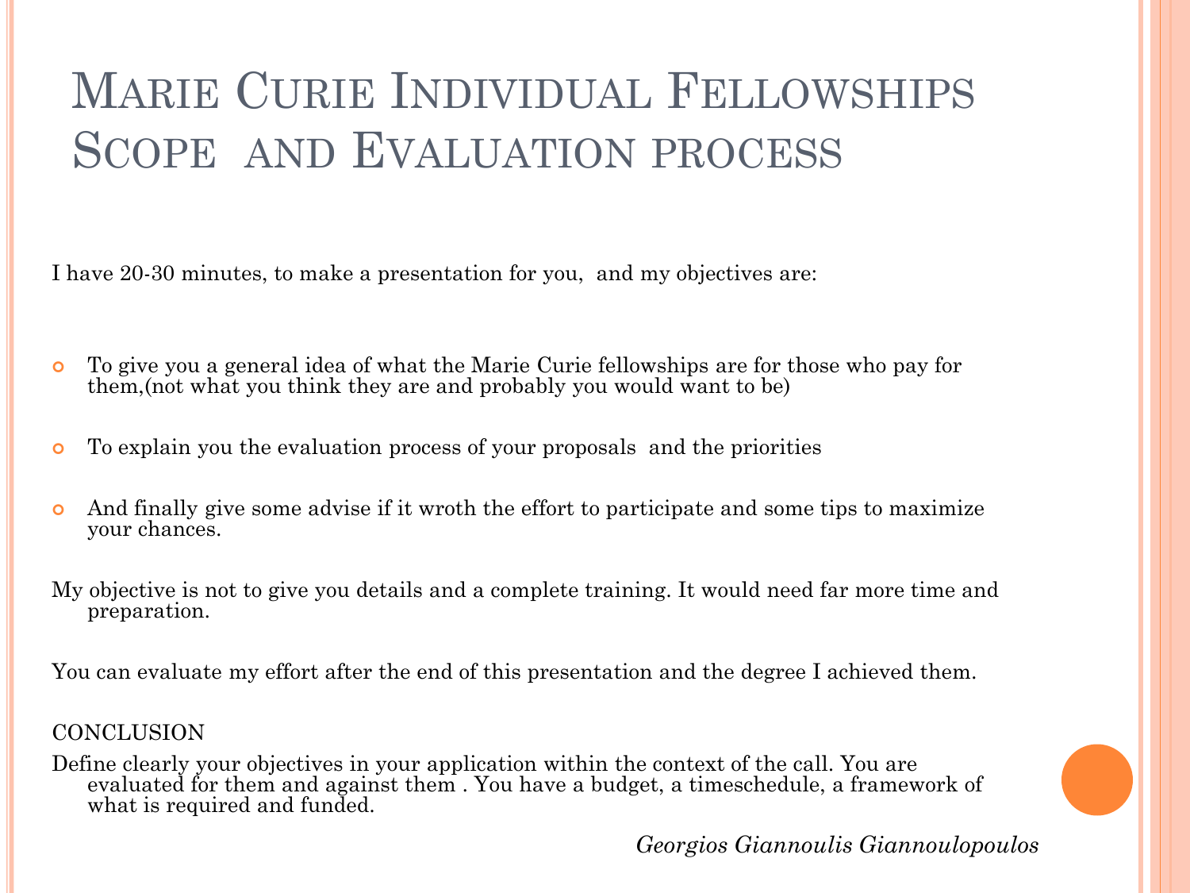# Marie Curie Individual Fellowships Scope and Evaluation process

I have 20-30 minutes, to make a presentation for you, and my objectives are:

- To give you a general idea of what the Marie Curie fellowships are for those who pay for them,(not what you think they are and probably you would want to be)
- To explain you the evaluation process of your proposals and the priorities
- And finally give some advise if it wroth the effort to participate and some tips to maximize your chances.

My objective is not to give you details and a complete training. It would need far more time and preparation.

You can evaluate my effort after the end of this presentation and the degree I achieved them.

CONCLUSION

Define clearly your objectives in your application within the context of the call. You are evaluated for them and against them . You have a budget, a timeschedule, a framework of what is required and funded.

*Georgios Giannoulis Giannoulopoulos*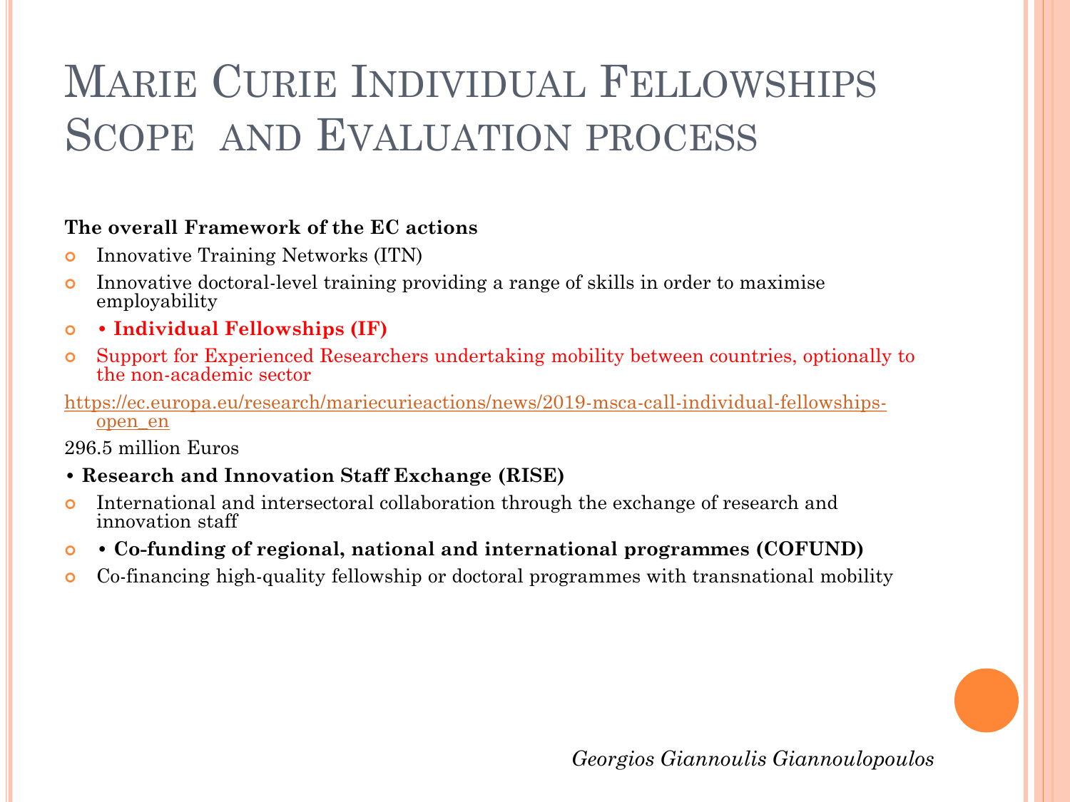# Marie Curie Individual Fellowships Scope and Evaluation process

**The overall Framework of the EC actions**

- Innovative Training Networks (ITN)
- Innovative doctoral-level training providing a range of skills in order to maximise employability
- **• Individual Fellowships (IF)**
- Support for Experienced Researchers undertaking mobility between countries, optionally to the non-academic sector

https://ec.europa.eu/research/mariecurieactions/news/2019-msca-call-individual-fellowships-open_en

296.5 million Euros

**• Research and Innovation Staff Exchange (RISE)**

- International and intersectoral collaboration through the exchange of research and innovation staff
- **• Co-funding of regional, national and international programmes (COFUND)**
- Co-financing high-quality fellowship or doctoral programmes with transnational mobility

*Georgios Giannoulis Giannoulopoulos*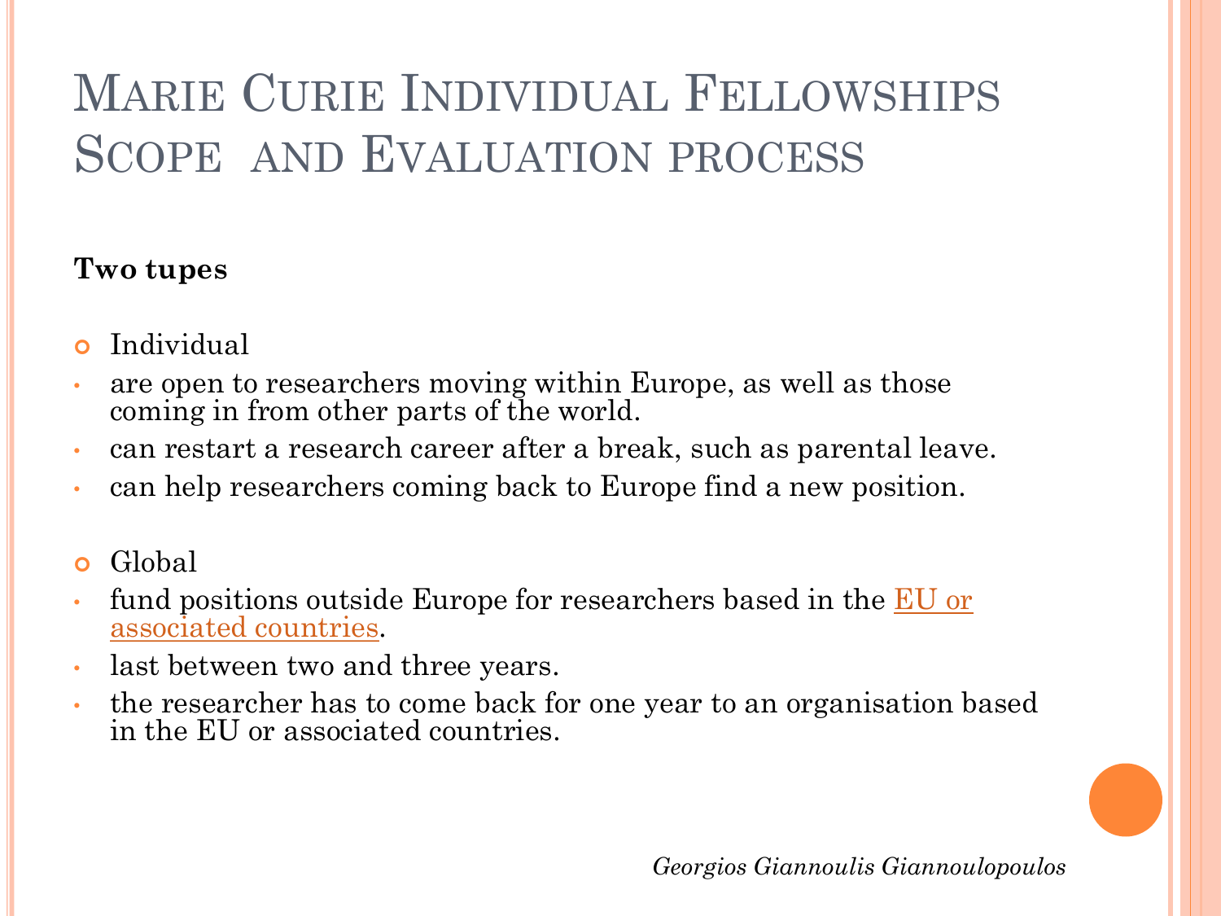# Marie Curie Individual Fellowships Scope and Evaluation process

**Two tupes**

- Individual
  - are open to researchers moving within Europe, as well as those coming in from other parts of the world.
  - can restart a research career after a break, such as parental leave.
  - can help researchers coming back to Europe find a new position.

- Global
  - fund positions outside Europe for researchers based in the EU or associated countries.
  - last between two and three years.
  - the researcher has to come back for one year to an organisation based in the EU or associated countries.

*Georgios Giannoulis Giannoulopoulos*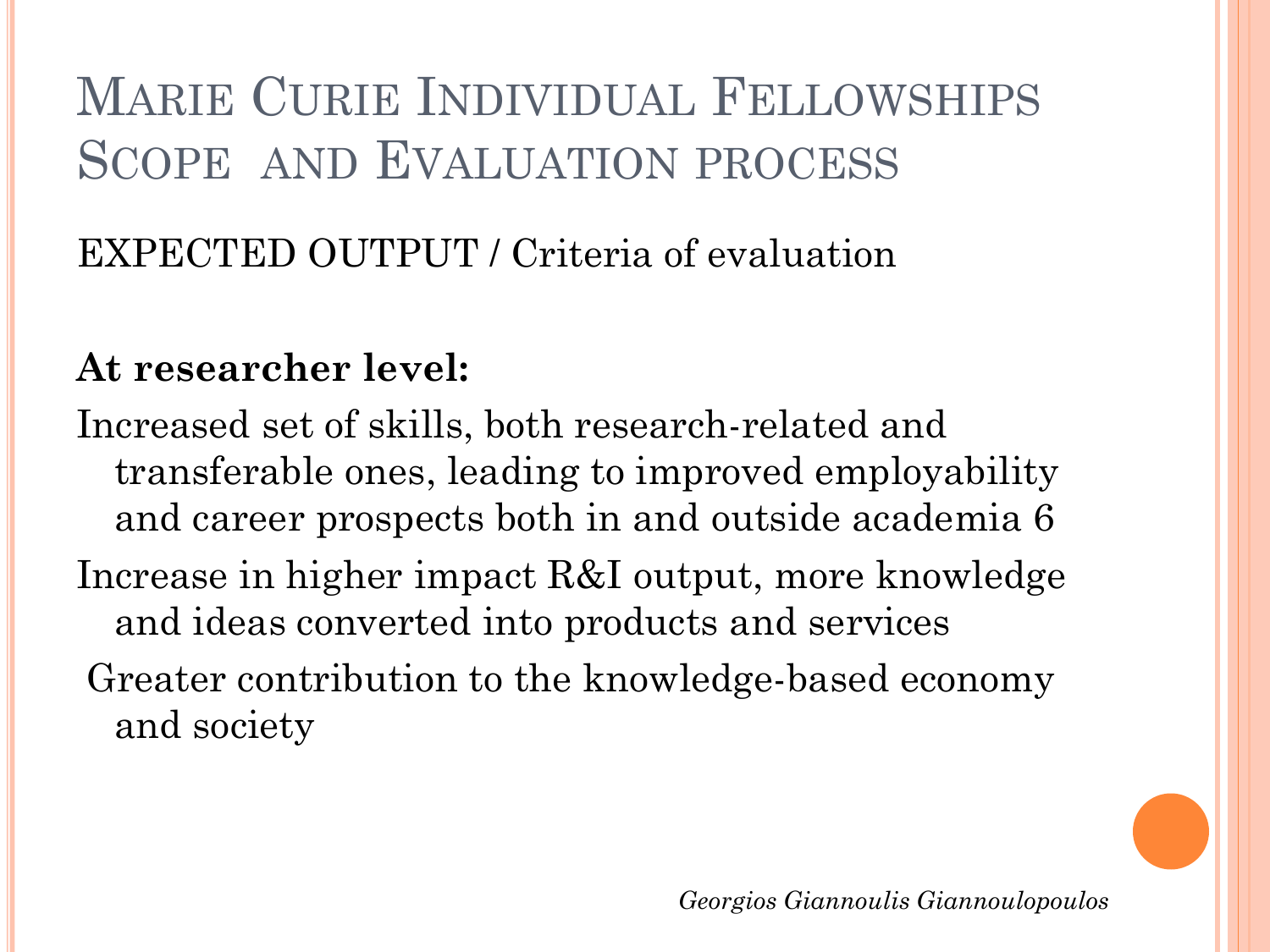# Marie Curie Individual Fellowships Scope and Evaluation process

EXPECTED OUTPUT / Criteria of evaluation

**At researcher level:**

Increased set of skills, both research-related and transferable ones, leading to improved employability and career prospects both in and outside academia 6

Increase in higher impact R&I output, more knowledge and ideas converted into products and services

Greater contribution to the knowledge-based economy and society

*Georgios Giannoulis Giannoulopoulos*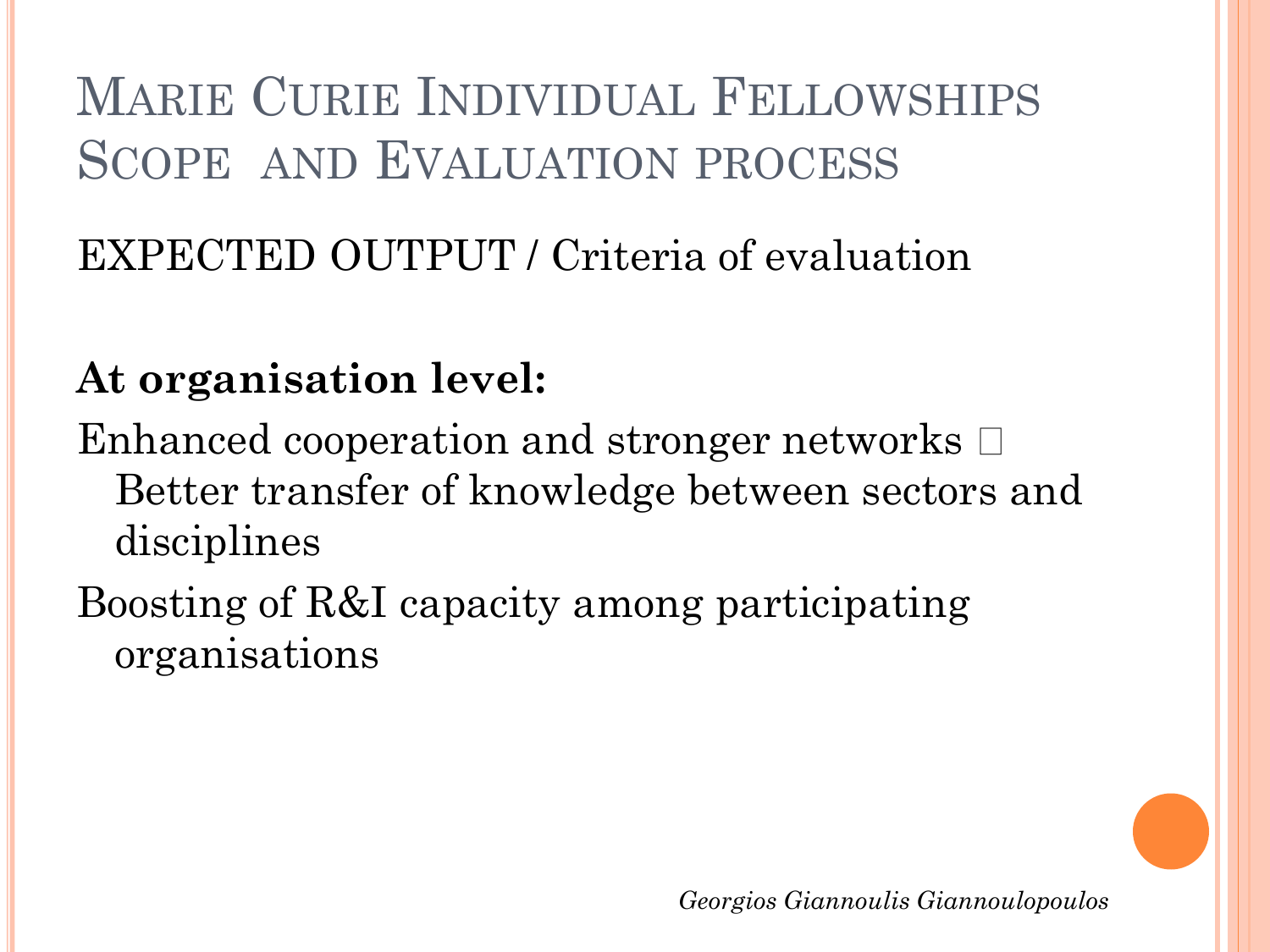# Marie Curie Individual Fellowships Scope and Evaluation process

EXPECTED OUTPUT / Criteria of evaluation

**At organisation level:**

Enhanced cooperation and stronger networks  Better transfer of knowledge between sectors and disciplines

Boosting of R&I capacity among participating organisations

*Georgios Giannoulis Giannoulopoulos*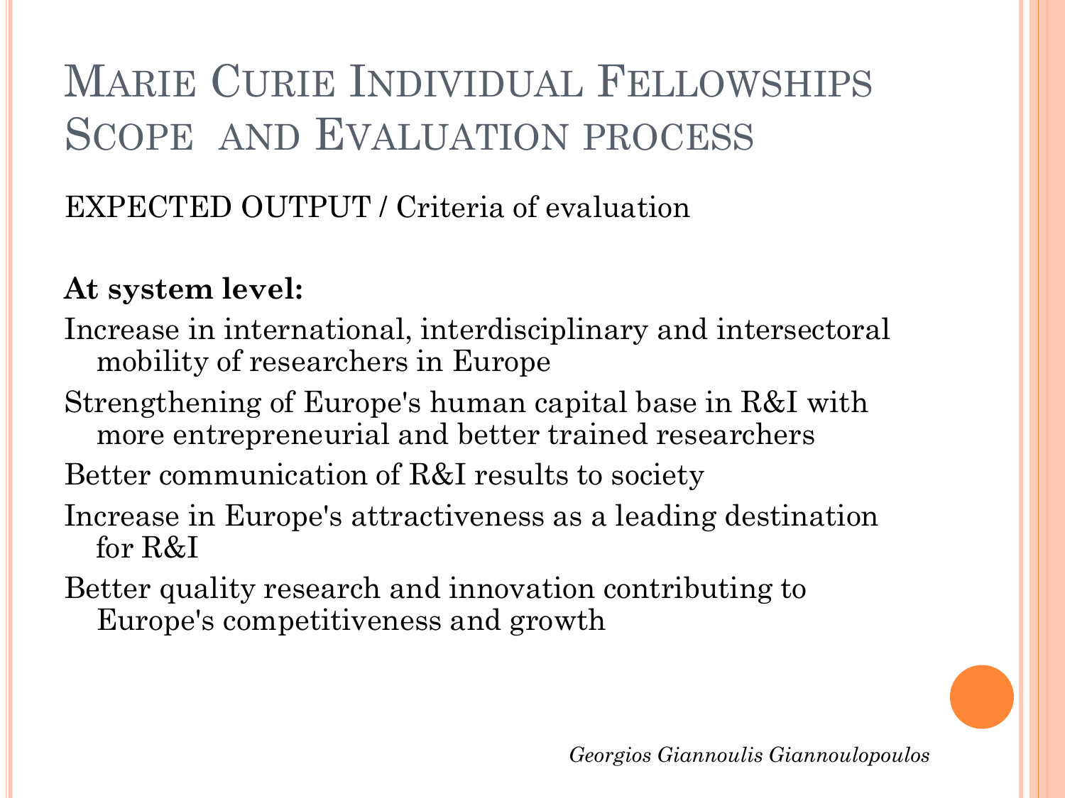# Marie Curie Individual Fellowships Scope and Evaluation process

EXPECTED OUTPUT / Criteria of evaluation

**At system level:**

Increase in international, interdisciplinary and intersectoral mobility of researchers in Europe

Strengthening of Europe's human capital base in R&I with more entrepreneurial and better trained researchers

Better communication of R&I results to society

Increase in Europe's attractiveness as a leading destination for R&I

Better quality research and innovation contributing to Europe's competitiveness and growth

*Georgios Giannoulis Giannoulopoulos*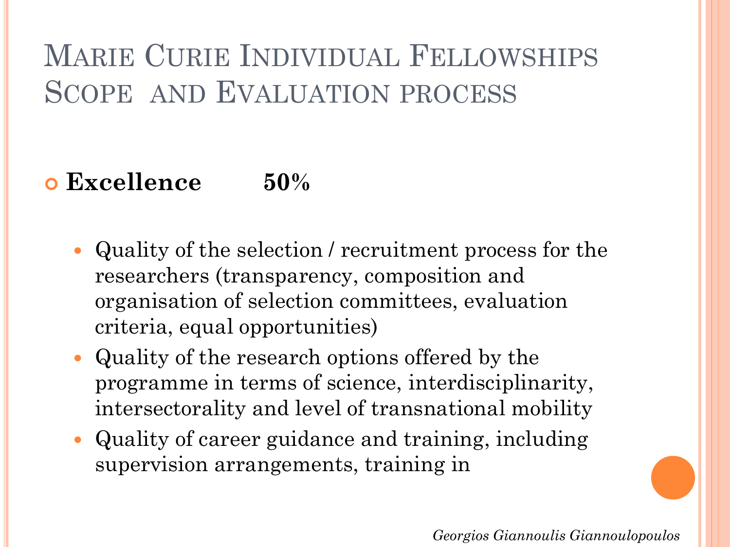# Marie Curie Individual Fellowships Scope and Evaluation process

- **Excellence 50%**
  - Quality of the selection / recruitment process for the researchers (transparency, composition and organisation of selection committees, evaluation criteria, equal opportunities)
  - Quality of the research options offered by the programme in terms of science, interdisciplinarity, intersectorality and level of transnational mobility
  - Quality of career guidance and training, including supervision arrangements, training in

*Georgios Giannoulis Giannoulopoulos*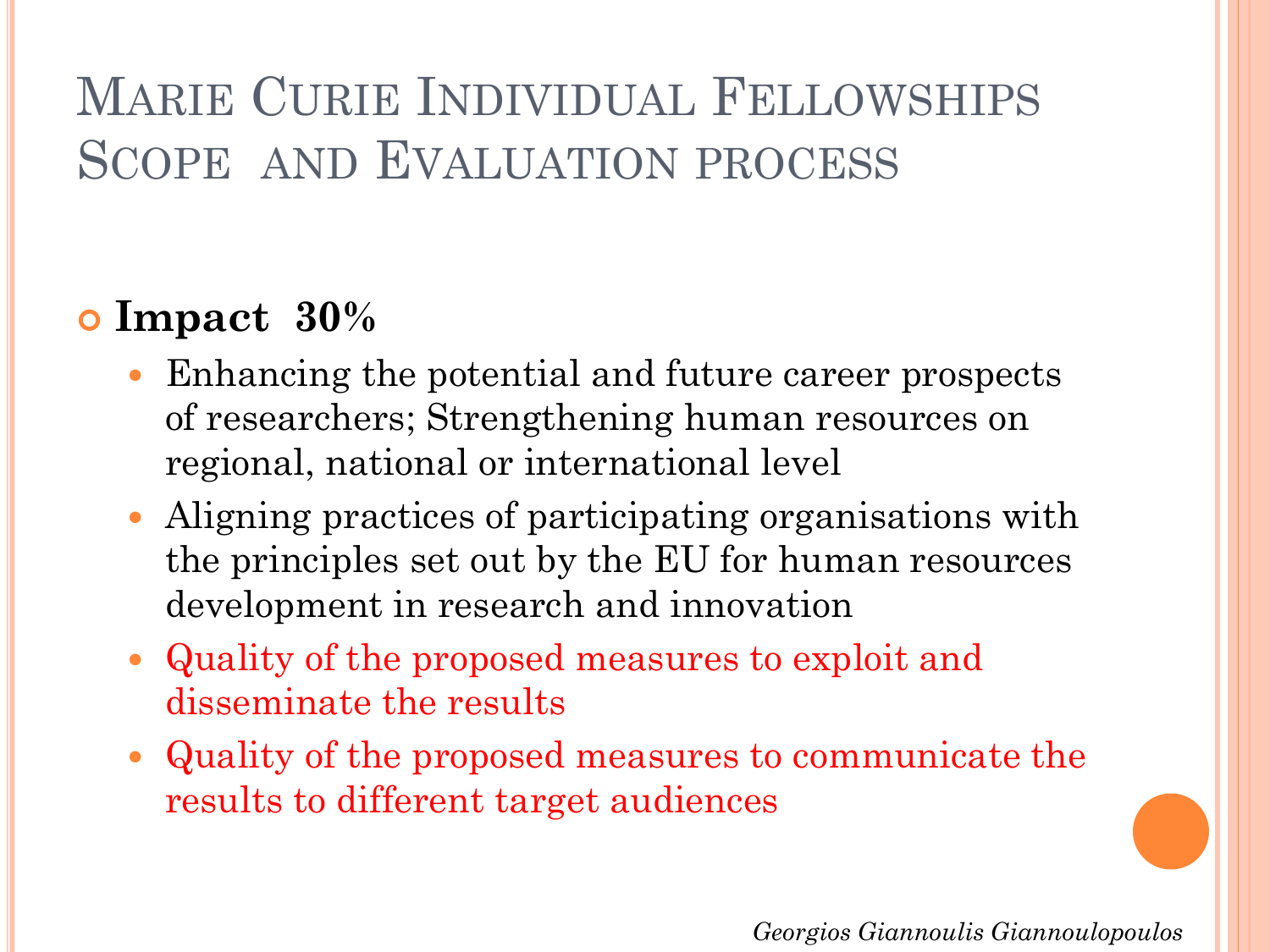# Marie Curie Individual Fellowships Scope and Evaluation process

- **Impact 30%**
  - Enhancing the potential and future career prospects of researchers; Strengthening human resources on regional, national or international level
  - Aligning practices of participating organisations with the principles set out by the EU for human resources development in research and innovation
  - Quality of the proposed measures to exploit and disseminate the results
  - Quality of the proposed measures to communicate the results to different target audiences

*Georgios Giannoulis Giannoulopoulos*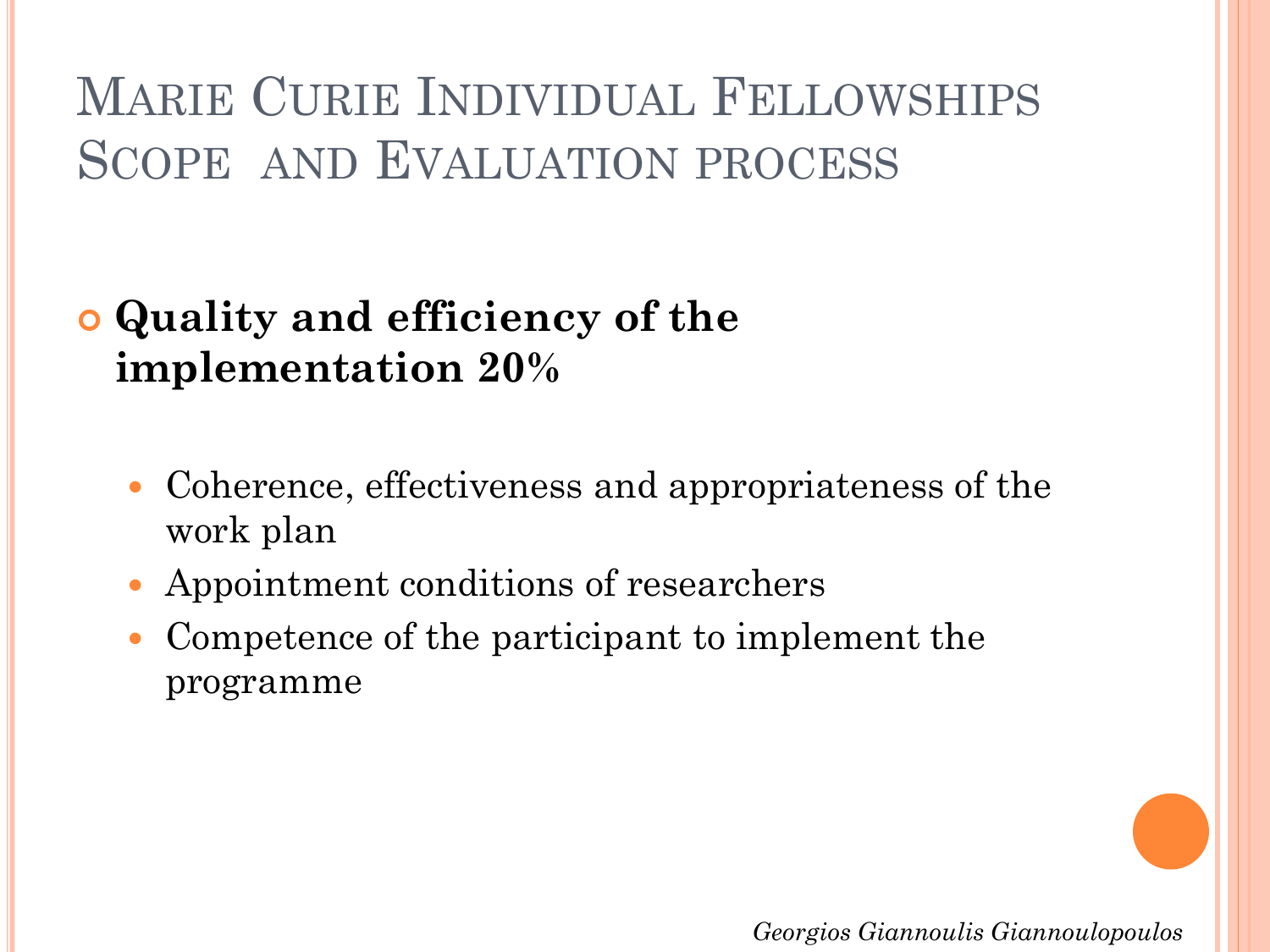# Marie Curie Individual Fellowships Scope and Evaluation process

- **Quality and efficiency of the implementation 20%**
  - Coherence, effectiveness and appropriateness of the work plan
  - Appointment conditions of researchers
  - Competence of the participant to implement the programme

*Georgios Giannoulis Giannoulopoulos*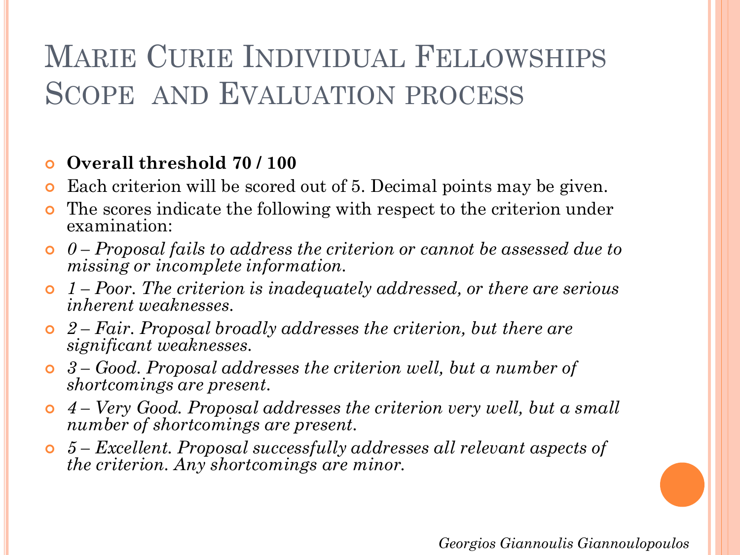# Marie Curie Individual Fellowships Scope and Evaluation process

- **Overall threshold 70 / 100**
- Each criterion will be scored out of 5. Decimal points may be given.
- The scores indicate the following with respect to the criterion under examination:
- *0 – Proposal fails to address the criterion or cannot be assessed due to missing or incomplete information.*
- *1 – Poor. The criterion is inadequately addressed, or there are serious inherent weaknesses.*
- *2 – Fair. Proposal broadly addresses the criterion, but there are significant weaknesses.*
- *3 – Good. Proposal addresses the criterion well, but a number of shortcomings are present.*
- *4 – Very Good. Proposal addresses the criterion very well, but a small number of shortcomings are present.*
- *5 – Excellent. Proposal successfully addresses all relevant aspects of the criterion. Any shortcomings are minor.*

*Georgios Giannoulis Giannoulopoulos*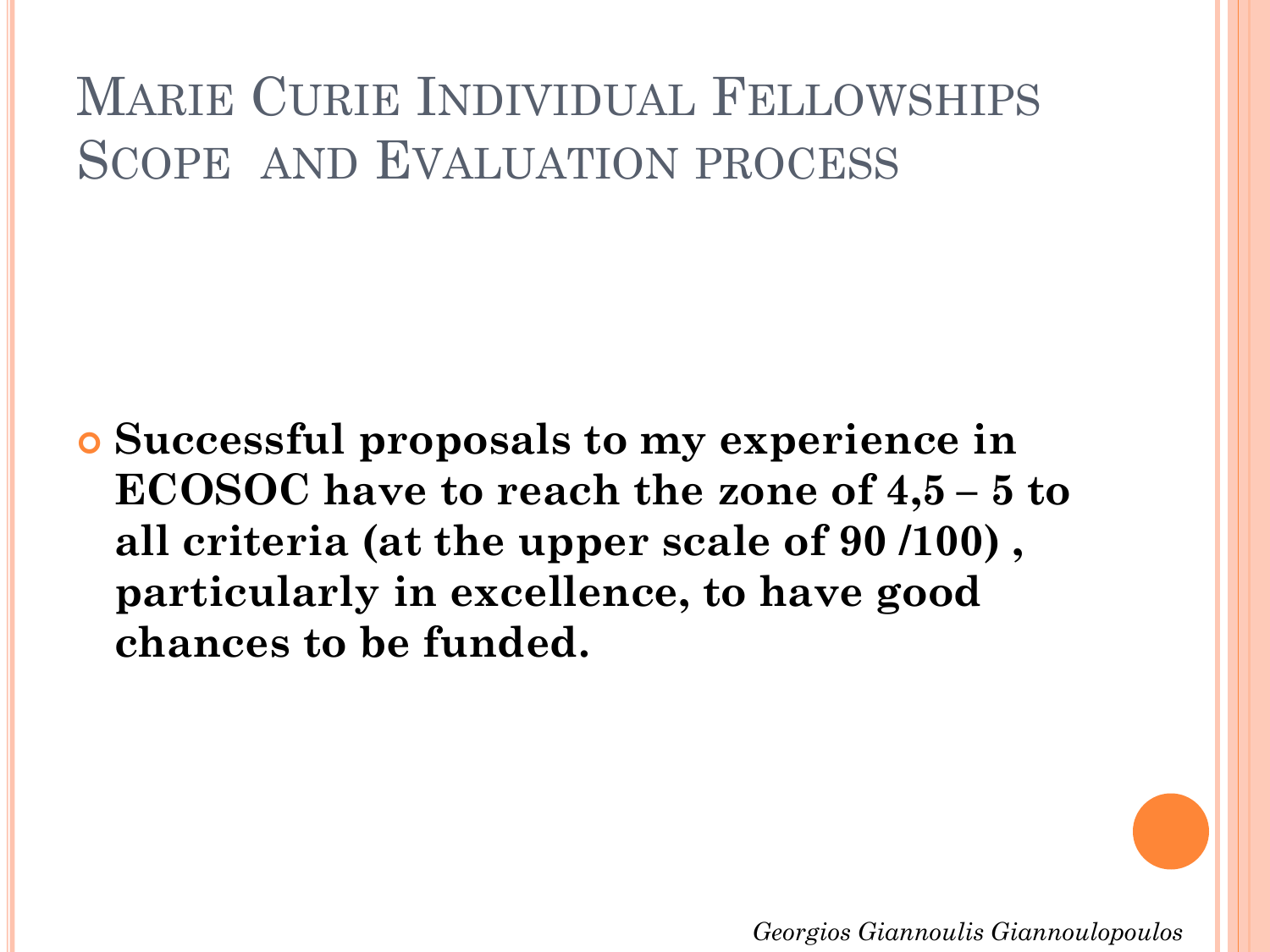# Marie Curie Individual Fellowships Scope and Evaluation process

- **Successful proposals to my experience in ECOSOC have to reach the zone of 4,5 – 5 to all criteria (at the upper scale of 90 /100) , particularly in excellence, to have good chances to be funded.**

*Georgios Giannoulis Giannoulopoulos*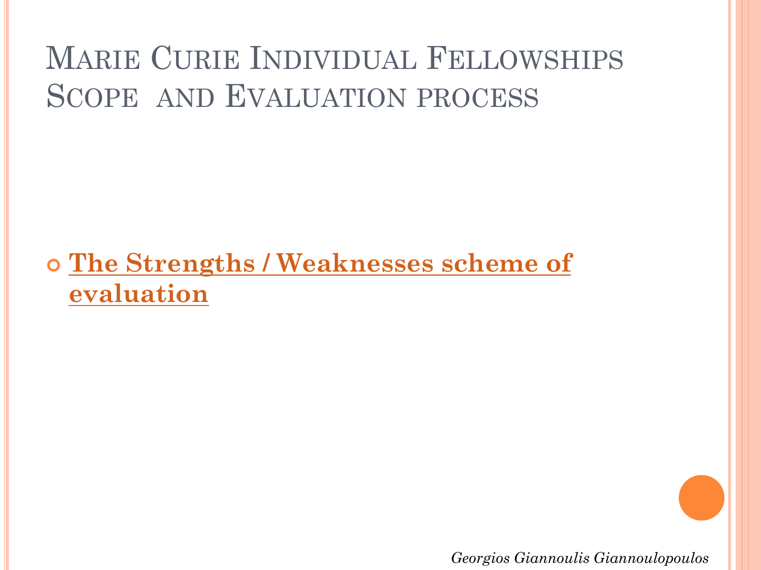# Marie Curie Individual Fellowships Scope and Evaluation process

- **The Strengths / Weaknesses scheme of evaluation**

*Georgios Giannoulis Giannoulopoulos*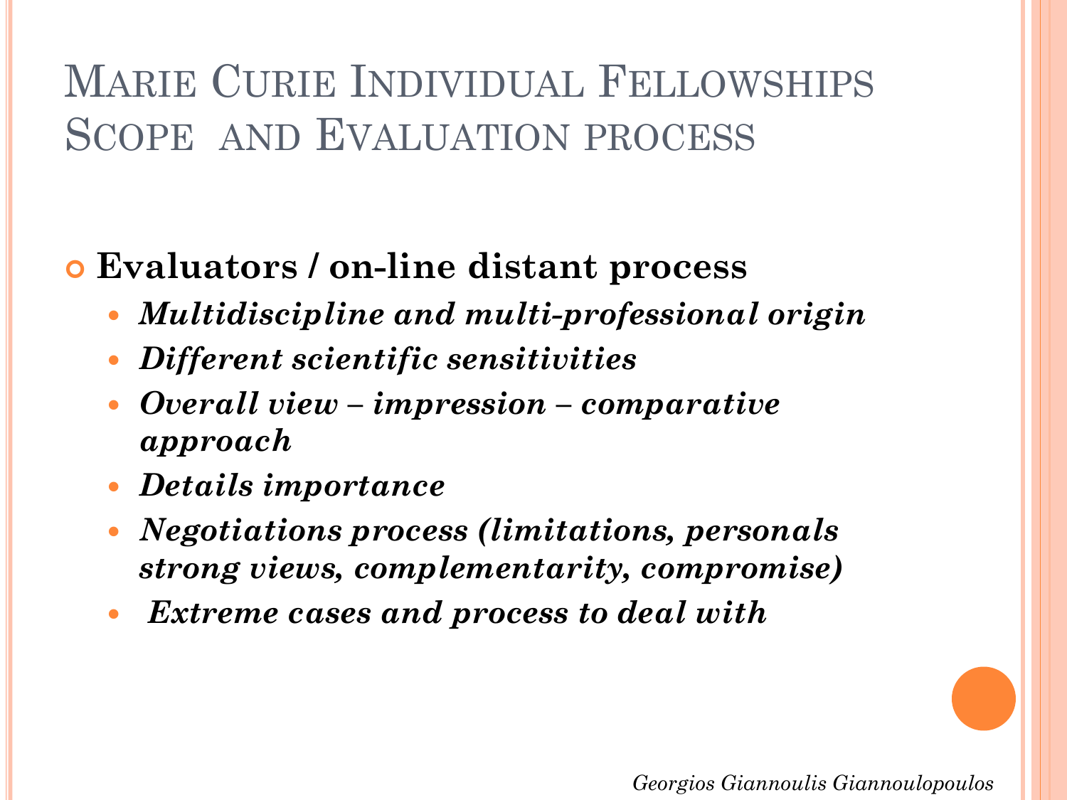# Marie Curie Individual Fellowships Scope and Evaluation process

- **Evaluators / on-line distant process**
  - ***Multidiscipline and multi-professional origin***
  - ***Different scientific sensitivities***
  - ***Overall view – impression – comparative approach***
  - ***Details importance***
  - ***Negotiations process (limitations, personals strong views, complementarity, compromise)***
  - ***Extreme cases and process to deal with***

*Georgios Giannoulis Giannoulopoulos*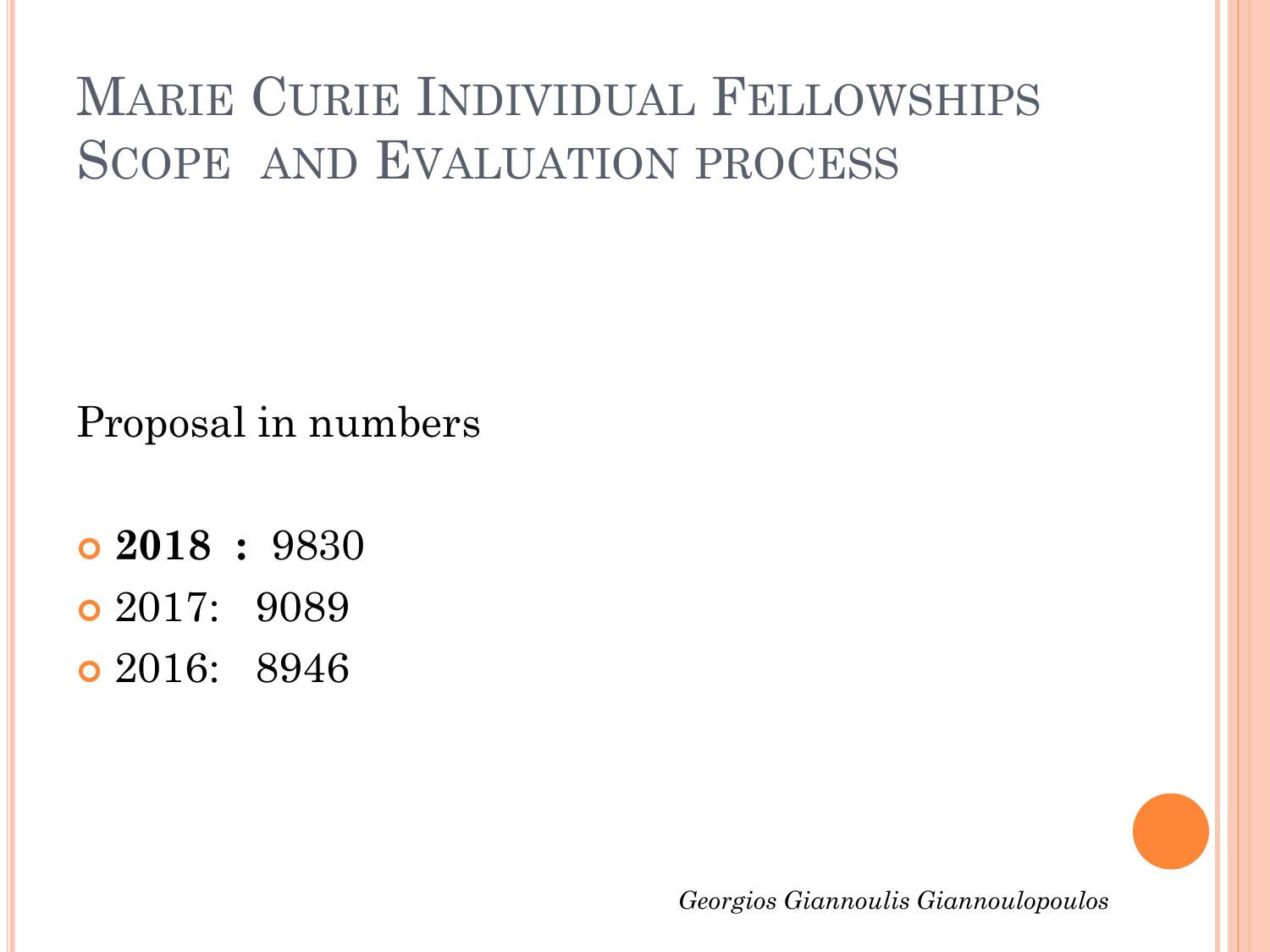# Marie Curie Individual Fellowships Scope and Evaluation process

Proposal in numbers

- **2018 :** 9830
- 2017: 9089
- 2016: 8946

*Georgios Giannoulis Giannoulopoulos*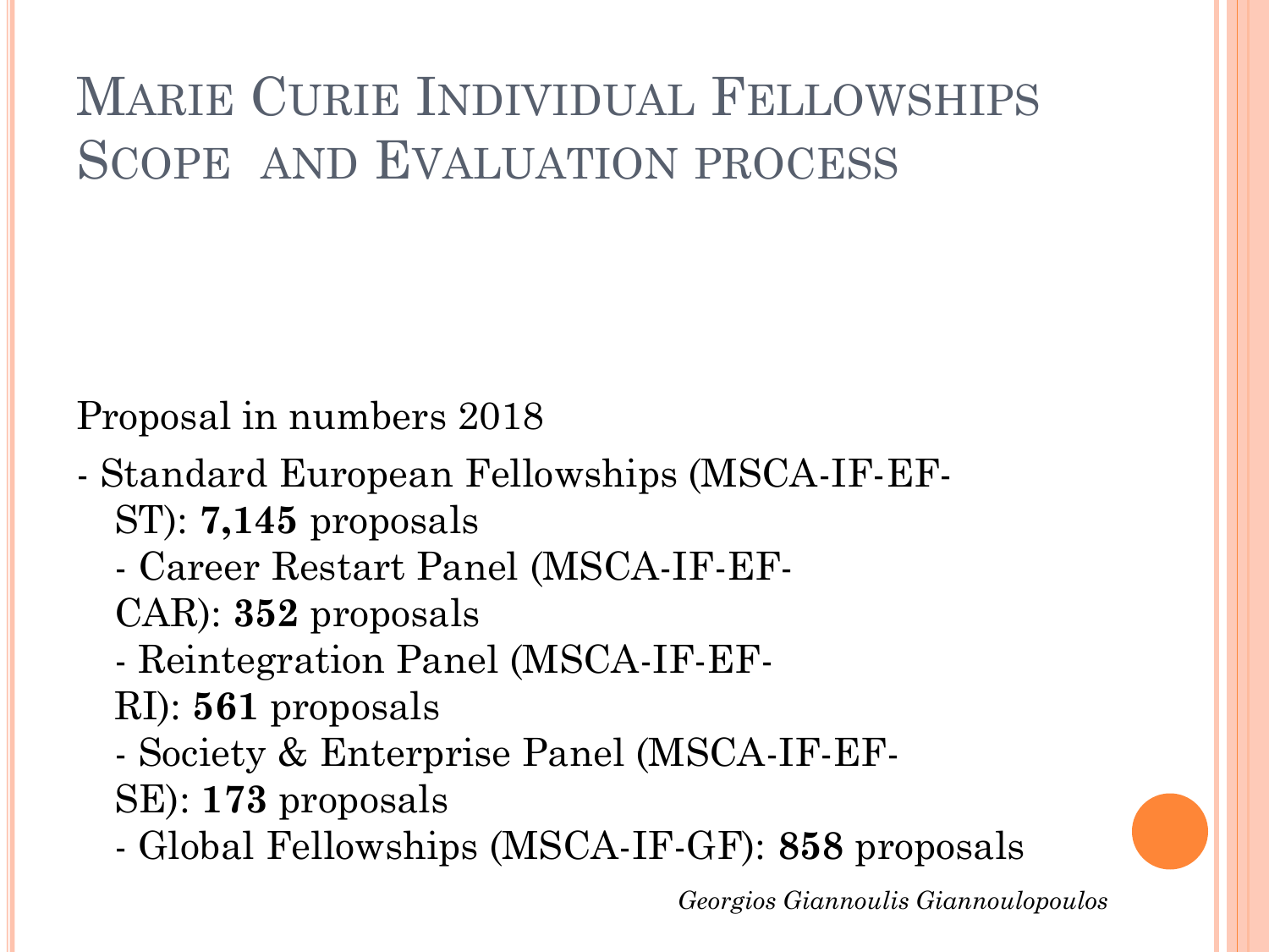# Marie Curie Individual Fellowships Scope and Evaluation process

Proposal in numbers 2018

- Standard European Fellowships (MSCA-IF-EF-ST): **7,145** proposals
  - Career Restart Panel (MSCA-IF-EF-CAR): **352** proposals
  - Reintegration Panel (MSCA-IF-EF-RI): **561** proposals
  - Society & Enterprise Panel (MSCA-IF-EF-SE): **173** proposals
  - Global Fellowships (MSCA-IF-GF): **858** proposals

*Georgios Giannoulis Giannoulopoulos*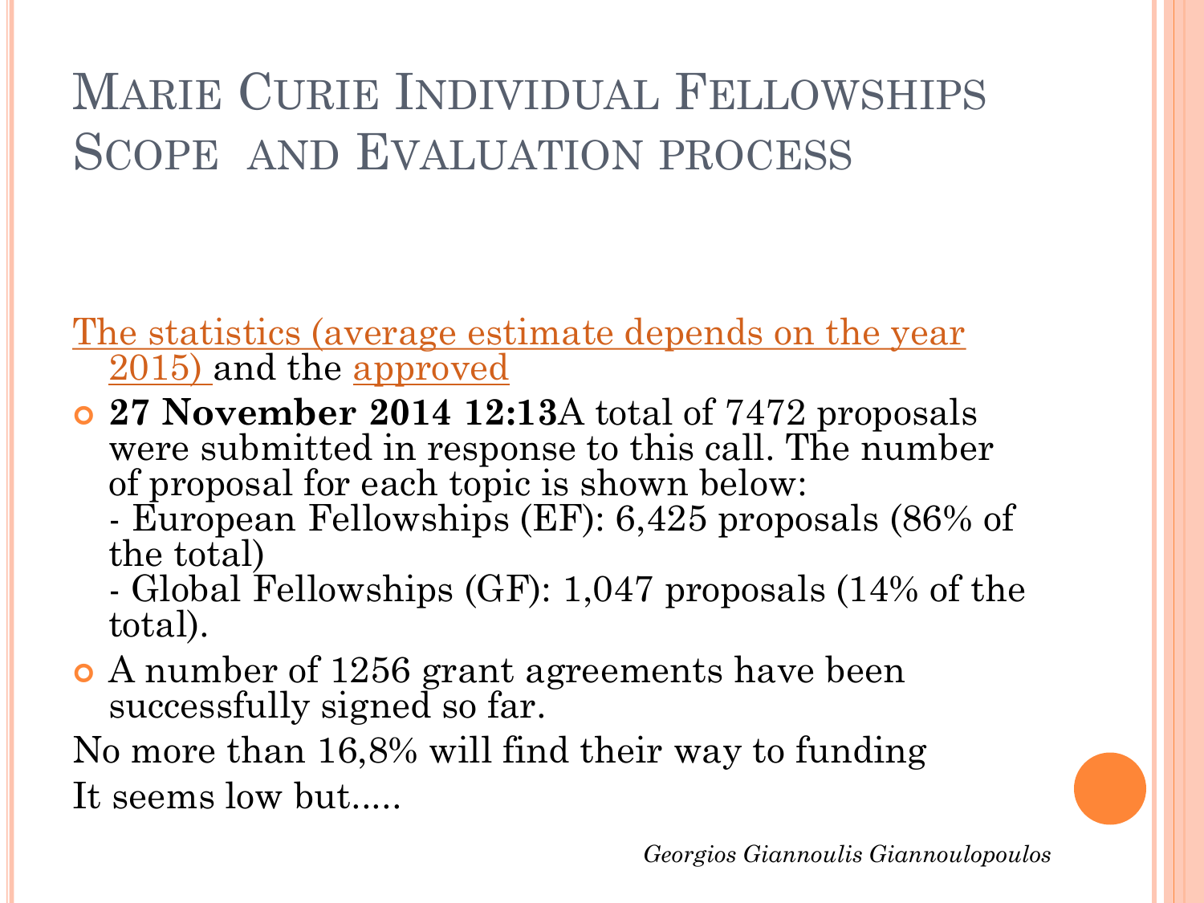# Marie Curie Individual Fellowships Scope and Evaluation process

The statistics (average estimate depends on the year 2015) and the approved

- **27 November 2014 12:13** A total of 7472 proposals were submitted in response to this call. The number of proposal for each topic is shown below:
  - European Fellowships (EF): 6,425 proposals (86% of the total)
  - Global Fellowships (GF): 1,047 proposals (14% of the total).
- A number of 1256 grant agreements have been successfully signed so far.

No more than 16,8% will find their way to funding

It seems low but.....

*Georgios Giannoulis Giannoulopoulos*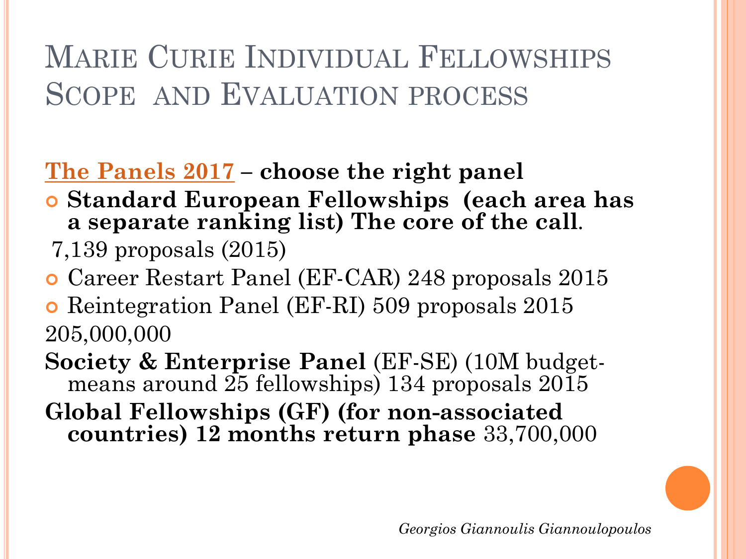# Marie Curie Individual Fellowships Scope and Evaluation process

**The Panels 2017 – choose the right panel**

- **Standard European Fellowships (each area has a separate ranking list) The core of the call**.

7,139 proposals (2015)

- Career Restart Panel (EF-CAR) 248 proposals 2015
- Reintegration Panel (EF-RI) 509 proposals 2015

205,000,000

**Society & Enterprise Panel** (EF-SE) (10M budget-means around 25 fellowships) 134 proposals 2015

**Global Fellowships (GF) (for non-associated countries) 12 months return phase** 33,700,000

*Georgios Giannoulis Giannoulopoulos*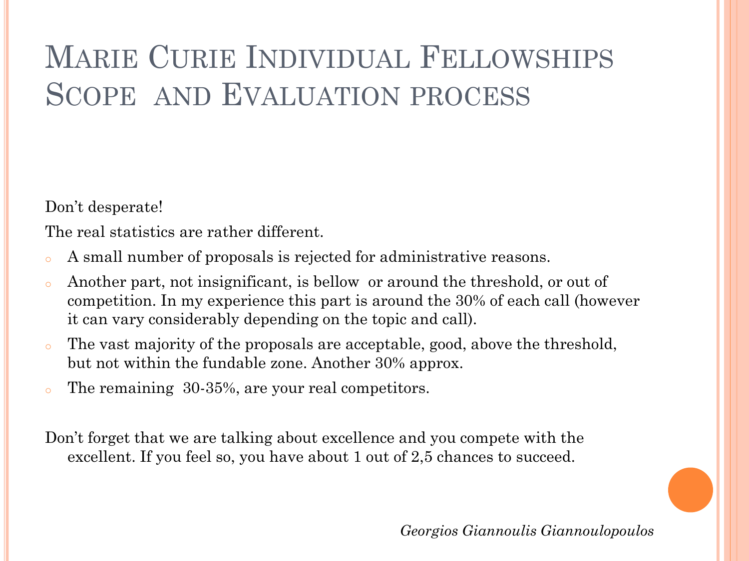# Marie Curie Individual Fellowships Scope and Evaluation process

Don't desperate!

The real statistics are rather different.

- A small number of proposals is rejected for administrative reasons.
- Another part, not insignificant, is bellow or around the threshold, or out of competition. In my experience this part is around the 30% of each call (however it can vary considerably depending on the topic and call).
- The vast majority of the proposals are acceptable, good, above the threshold, but not within the fundable zone. Another 30% approx.
- The remaining 30-35%, are your real competitors.

Don't forget that we are talking about excellence and you compete with the excellent. If you feel so, you have about 1 out of 2,5 chances to succeed.

*Georgios Giannoulis Giannoulopoulos*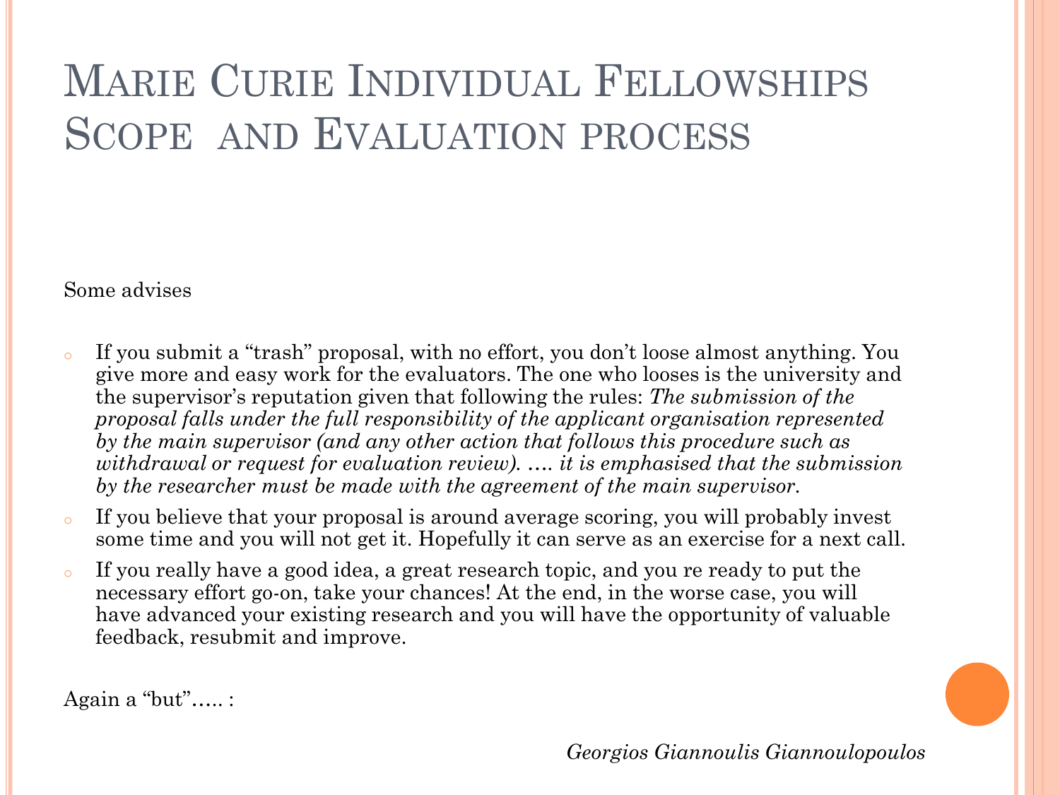# Marie Curie Individual Fellowships Scope and Evaluation process

Some advises

- If you submit a "trash" proposal, with no effort, you don't loose almost anything. You give more and easy work for the evaluators. The one who looses is the university and the supervisor's reputation given that following the rules: *The submission of the proposal falls under the full responsibility of the applicant organisation represented by the main supervisor (and any other action that follows this procedure such as withdrawal or request for evaluation review). …. it is emphasised that the submission by the researcher must be made with the agreement of the main supervisor.*
- If you believe that your proposal is around average scoring, you will probably invest some time and you will not get it. Hopefully it can serve as an exercise for a next call.
- If you really have a good idea, a great research topic, and you re ready to put the necessary effort go-on, take your chances! At the end, in the worse case, you will have advanced your existing research and you will have the opportunity of valuable feedback, resubmit and improve.

Again a "but"….. :

*Georgios Giannoulis Giannoulopoulos*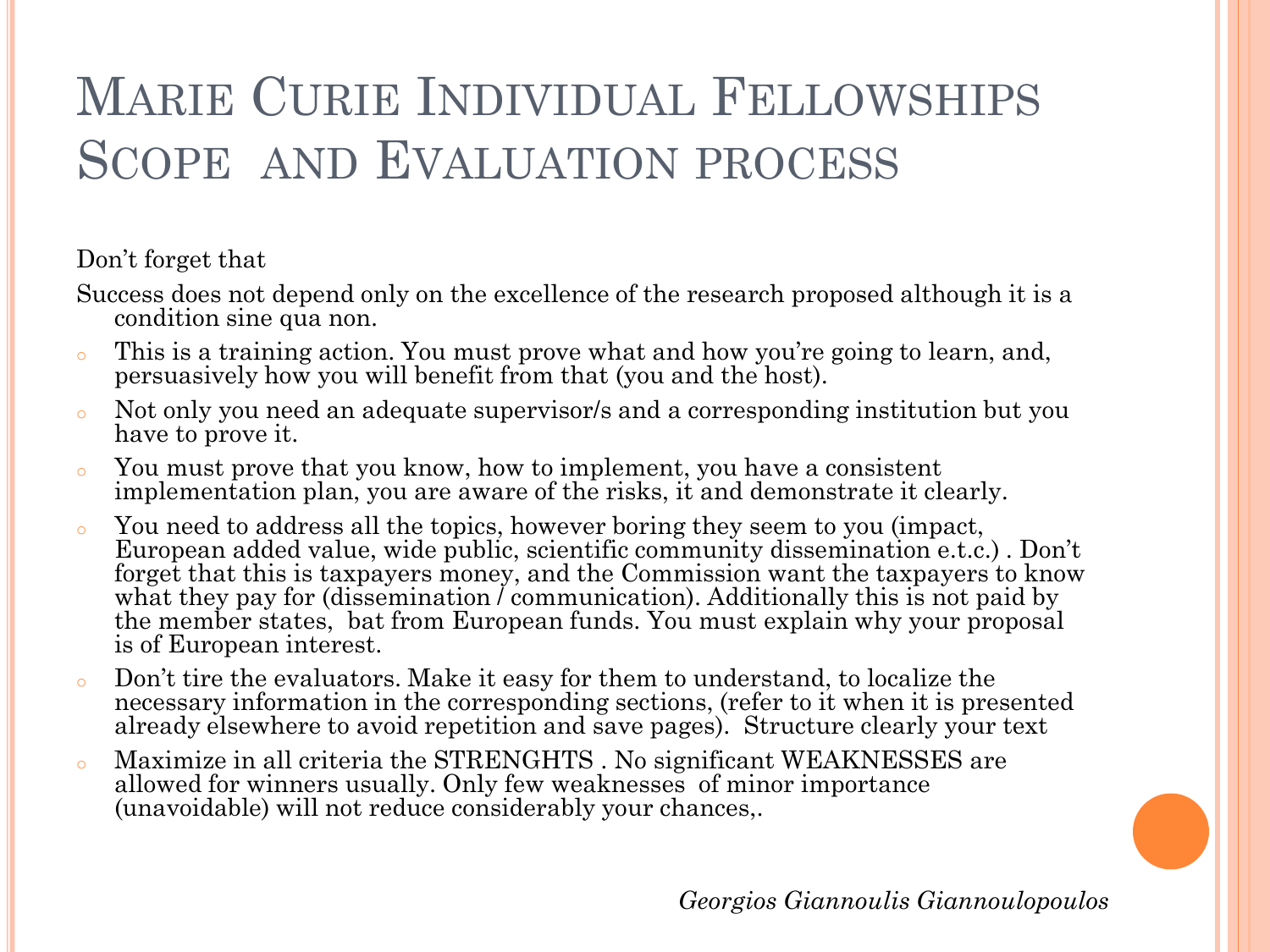# Marie Curie Individual Fellowships Scope and Evaluation process

Don't forget that

Success does not depend only on the excellence of the research proposed although it is a condition sine qua non.

- This is a training action. You must prove what and how you're going to learn, and, persuasively how you will benefit from that (you and the host).
- Not only you need an adequate supervisor/s and a corresponding institution but you have to prove it.
- You must prove that you know, how to implement, you have a consistent implementation plan, you are aware of the risks, it and demonstrate it clearly.
- You need to address all the topics, however boring they seem to you (impact, European added value, wide public, scientific community dissemination e.t.c.) . Don't forget that this is taxpayers money, and the Commission want the taxpayers to know what they pay for (dissemination / communication). Additionally this is not paid by the member states, bat from European funds. You must explain why your proposal is of European interest.
- Don't tire the evaluators. Make it easy for them to understand, to localize the necessary information in the corresponding sections, (refer to it when it is presented already elsewhere to avoid repetition and save pages). Structure clearly your text
- Maximize in all criteria the STRENGHTS . No significant WEAKNESSES are allowed for winners usually. Only few weaknesses of minor importance (unavoidable) will not reduce considerably your chances,.

*Georgios Giannoulis Giannoulopoulos*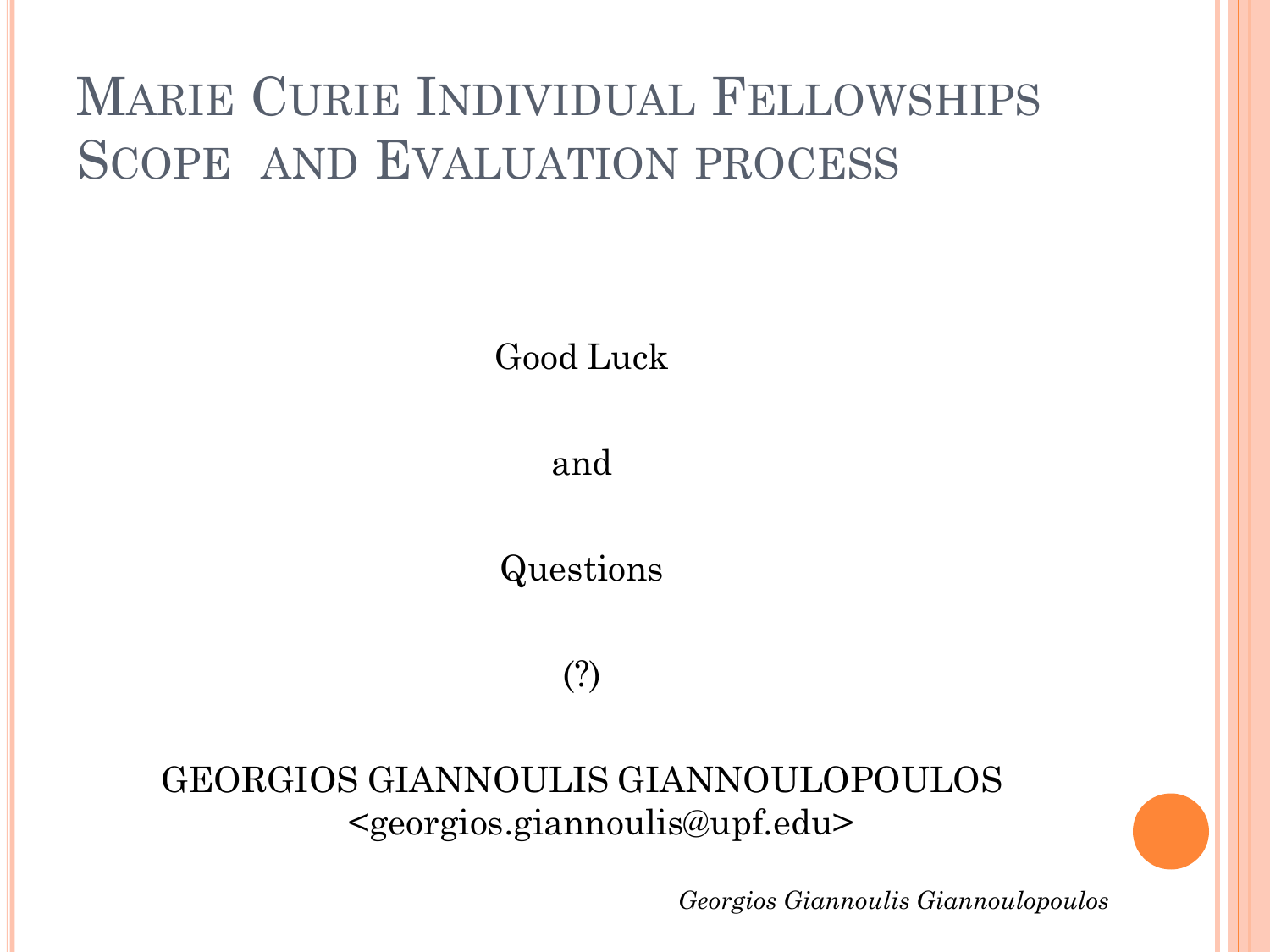# Marie Curie Individual Fellowships Scope and Evaluation process

Good Luck

and

Questions

(?)

GEORGIOS GIANNOULIS GIANNOULOPOULOS
<georgios.giannoulis@upf.edu>